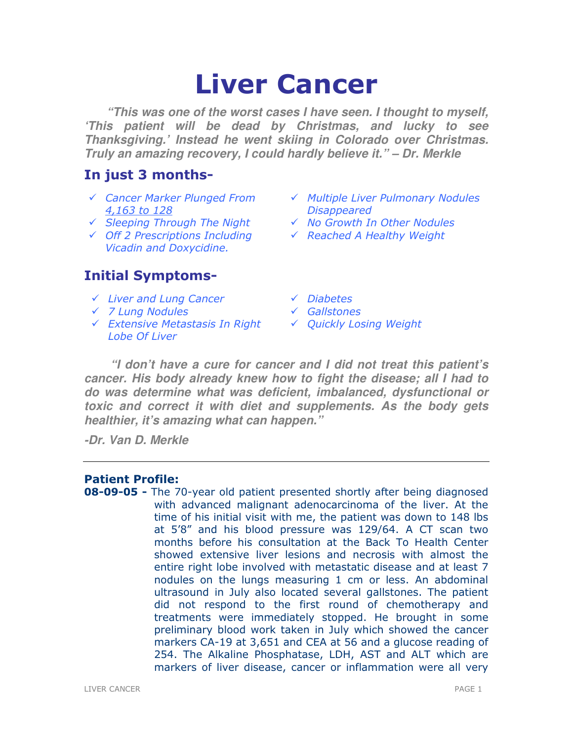# Liver Cancer

***"This was one of the worst cases I have seen. I thought to myself, 'This patient will be dead by Christmas, and lucky to see Thanksgiving.' Instead he went skiing in Colorado over Christmas. Truly an amazing recovery, I could hardly believe it." – Dr. Merkle***

## In just 3 months-

- ✓ *Cancer Marker Plunged From 4,163 to 128*
- ✓ *Sleeping Through The Night*
- ✓ *Off 2 Prescriptions Including Vicadin and Doxycidine.*
- ✓ *Multiple Liver Pulmonary Nodules Disappeared*
- ✓ *No Growth In Other Nodules*
- ✓ *Reached A Healthy Weight*

## Initial Symptoms-

- ✓ *Liver and Lung Cancer*
- ✓ *7 Lung Nodules*
- ✓ *Extensive Metastasis In Right Lobe Of Liver*
- ✓ *Diabetes*
- ✓ *Gallstones*
- ✓ *Quickly Losing Weight*

***"I don't have a cure for cancer and I did not treat this patient's cancer. His body already knew how to fight the disease; all I had to do was determine what was deficient, imbalanced, dysfunctional or toxic and correct it with diet and supplements. As the body gets healthier, it's amazing what can happen."***

***-Dr. Van D. Merkle***

---

### Patient Profile:

**08-09-05 -** The 70-year old patient presented shortly after being diagnosed with advanced malignant adenocarcinoma of the liver. At the time of his initial visit with me, the patient was down to 148 lbs at 5'8" and his blood pressure was 129/64. A CT scan two months before his consultation at the Back To Health Center showed extensive liver lesions and necrosis with almost the entire right lobe involved with metastatic disease and at least 7 nodules on the lungs measuring 1 cm or less. An abdominal ultrasound in July also located several gallstones. The patient did not respond to the first round of chemotherapy and treatments were immediately stopped. He brought in some preliminary blood work taken in July which showed the cancer markers CA-19 at 3,651 and CEA at 56 and a glucose reading of 254. The Alkaline Phosphatase, LDH, AST and ALT which are markers of liver disease, cancer or inflammation were all very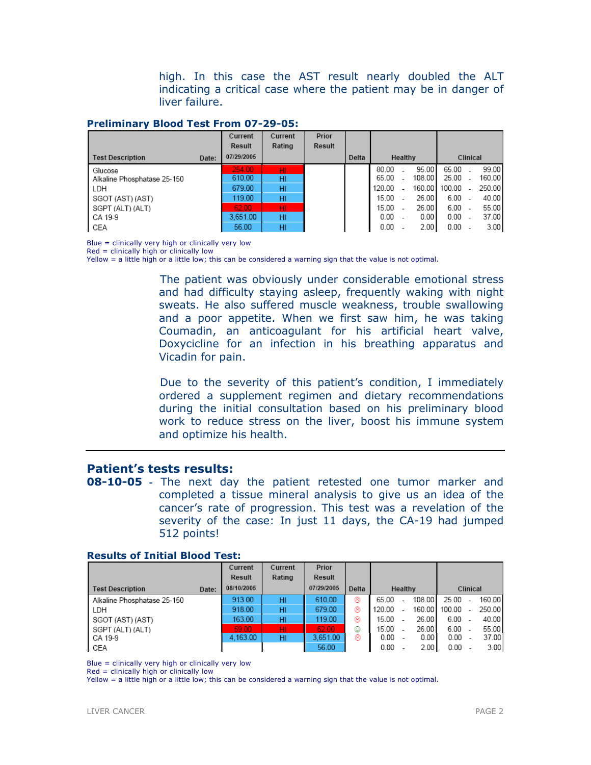high. In this case the AST result nearly doubled the ALT indicating a critical case where the patient may be in danger of liver failure.

**Preliminary Blood Test From 07-29-05:**

| Test Description Date: | Current Result 07/29/2005 | Current Rating | Prior Result | Delta | Healthy | Clinical |
|---|---|---|---|---|---|---|
| Glucose | 254.00 | HI | | | 80.00 - 95.00 | 65.00 - 99.00 |
| Alkaline Phosphatase 25-150 | 610.00 | HI | | | 65.00 - 108.00 | 25.00 - 160.00 |
| LDH | 679.00 | HI | | | 120.00 - 160.00 | 100.00 - 250.00 |
| SGOT (AST) (AST) | 119.00 | HI | | | 15.00 - 26.00 | 6.00 - 40.00 |
| SGPT (ALT) (ALT) | 62.00 | HI | | | 15.00 - 26.00 | 6.00 - 55.00 |
| CA 19-9 | 3,651.00 | HI | | | 0.00 - 0.00 | 0.00 - 37.00 |
| CEA | 56.00 | HI | | | 0.00 - 2.00 | 0.00 - 3.00 |

Blue = clinically very high or clinically very low
Red = clinically high or clinically low
Yellow = a little high or a little low; this can be considered a warning sign that the value is not optimal.

The patient was obviously under considerable emotional stress and had difficulty staying asleep, frequently waking with night sweats. He also suffered muscle weakness, trouble swallowing and a poor appetite. When we first saw him, he was taking Coumadin, an anticoagulant for his artificial heart valve, Doxycicline for an infection in his breathing apparatus and Vicadin for pain.

Due to the severity of this patient's condition, I immediately ordered a supplement regimen and dietary recommendations during the initial consultation based on his preliminary blood work to reduce stress on the liver, boost his immune system and optimize his health.

---

## Patient's tests results:

**08-10-05** - The next day the patient retested one tumor marker and completed a tissue mineral analysis to give us an idea of the cancer's rate of progression. This test was a revelation of the severity of the case: In just 11 days, the CA-19 had jumped 512 points!

**Results of Initial Blood Test:**

| Test Description Date: | Current Result 08/10/2005 | Current Rating | Prior Result 07/29/2005 | Delta | Healthy | Clinical |
|---|---|---|---|---|---|---|
| Alkaline Phosphatase 25-150 | 913.00 | HI | 610.00 | ☹ | 65.00 - 108.00 | 25.00 - 160.00 |
| LDH | 918.00 | HI | 679.00 | ☹ | 120.00 - 160.00 | 100.00 - 250.00 |
| SGOT (AST) (AST) | 163.00 | HI | 119.00 | ☹ | 15.00 - 26.00 | 6.00 - 40.00 |
| SGPT (ALT) (ALT) | 59.00 | HI | 62.00 | ☺ | 15.00 - 26.00 | 6.00 - 55.00 |
| CA 19-9 | 4,163.00 | HI | 3,651.00 | ☹ | 0.00 - 0.00 | 0.00 - 37.00 |
| CEA | | | 56.00 | | 0.00 - 2.00 | 0.00 - 3.00 |

Blue = clinically very high or clinically very low
Red = clinically high or clinically low
Yellow = a little high or a little low; this can be considered a warning sign that the value is not optimal.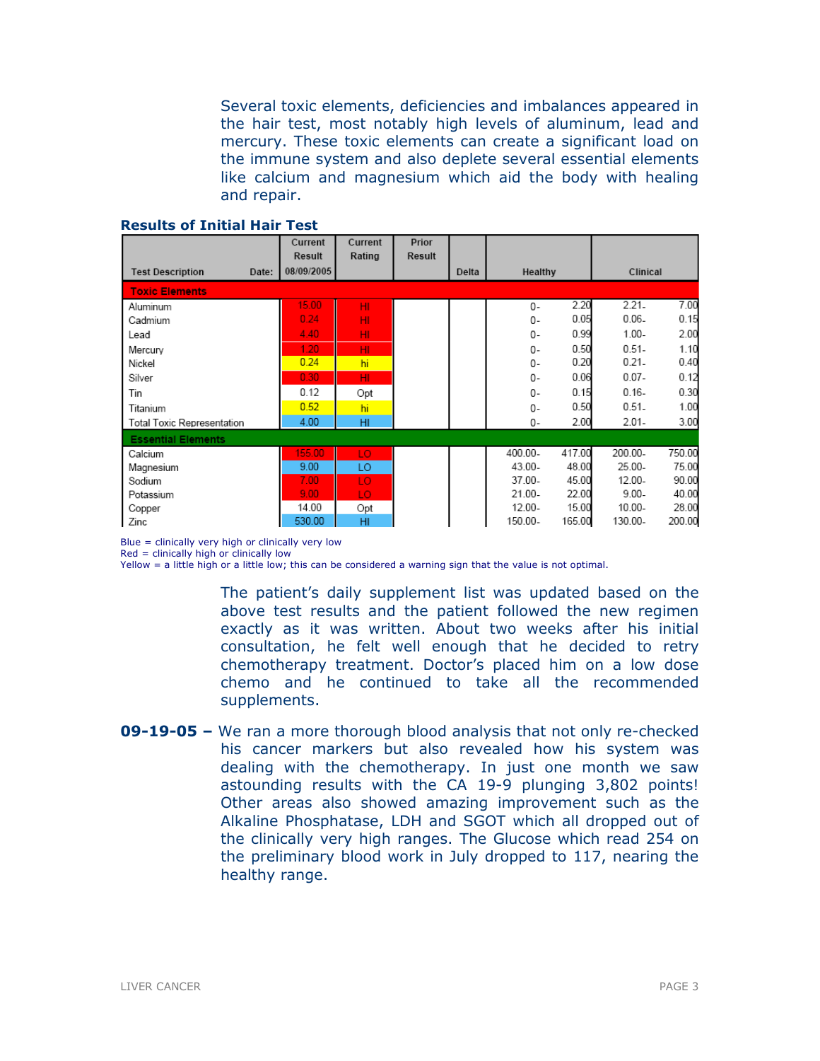Several toxic elements, deficiencies and imbalances appeared in the hair test, most notably high levels of aluminum, lead and mercury. These toxic elements can create a significant load on the immune system and also deplete several essential elements like calcium and magnesium which aid the body with healing and repair.

**Results of Initial Hair Test**

| Test Description | Current Result 08/09/2005 | Current Rating | Prior Result | Delta | Healthy | | Clinical | |
|---|---|---|---|---|---|---|---|---|
| **Toxic Elements** | | | | | | | | |
| Aluminum | 15.00 | HI | | | 0- | 2.20 | 2.21- | 7.00 |
| Cadmium | 0.24 | HI | | | 0- | 0.05 | 0.06- | 0.15 |
| Lead | 4.40 | HI | | | 0- | 0.99 | 1.00- | 2.00 |
| Mercury | 1.20 | HI | | | 0- | 0.50 | 0.51- | 1.10 |
| Nickel | 0.24 | hi | | | 0- | 0.20 | 0.21- | 0.40 |
| Silver | 0.30 | HI | | | 0- | 0.06 | 0.07- | 0.12 |
| Tin | 0.12 | Opt | | | 0- | 0.15 | 0.16- | 0.30 |
| Titanium | 0.52 | hi | | | 0- | 0.50 | 0.51- | 1.00 |
| Total Toxic Representation | 4.00 | HI | | | 0- | 2.00 | 2.01- | 3.00 |
| **Essential Elements** | | | | | | | | |
| Calcium | 155.00 | LO | | | 400.00- | 417.00 | 200.00- | 750.00 |
| Magnesium | 9.00 | LO | | | 43.00- | 48.00 | 25.00- | 75.00 |
| Sodium | 7.00 | LO | | | 37.00- | 45.00 | 12.00- | 90.00 |
| Potassium | 9.00 | LO | | | 21.00- | 22.00 | 9.00- | 40.00 |
| Copper | 14.00 | Opt | | | 12.00- | 15.00 | 10.00- | 28.00 |
| Zinc | 530.00 | HI | | | 150.00- | 165.00 | 130.00- | 200.00 |

Blue = clinically very high or clinically very low
Red = clinically high or clinically low
Yellow = a little high or a little low; this can be considered a warning sign that the value is not optimal.

The patient's daily supplement list was updated based on the above test results and the patient followed the new regimen exactly as it was written. About two weeks after his initial consultation, he felt well enough that he decided to retry chemotherapy treatment. Doctor's placed him on a low dose chemo and he continued to take all the recommended supplements.

**09-19-05 –** We ran a more thorough blood analysis that not only re-checked his cancer markers but also revealed how his system was dealing with the chemotherapy. In just one month we saw astounding results with the CA 19-9 plunging 3,802 points! Other areas also showed amazing improvement such as the Alkaline Phosphatase, LDH and SGOT which all dropped out of the clinically very high ranges. The Glucose which read 254 on the preliminary blood work in July dropped to 117, nearing the healthy range.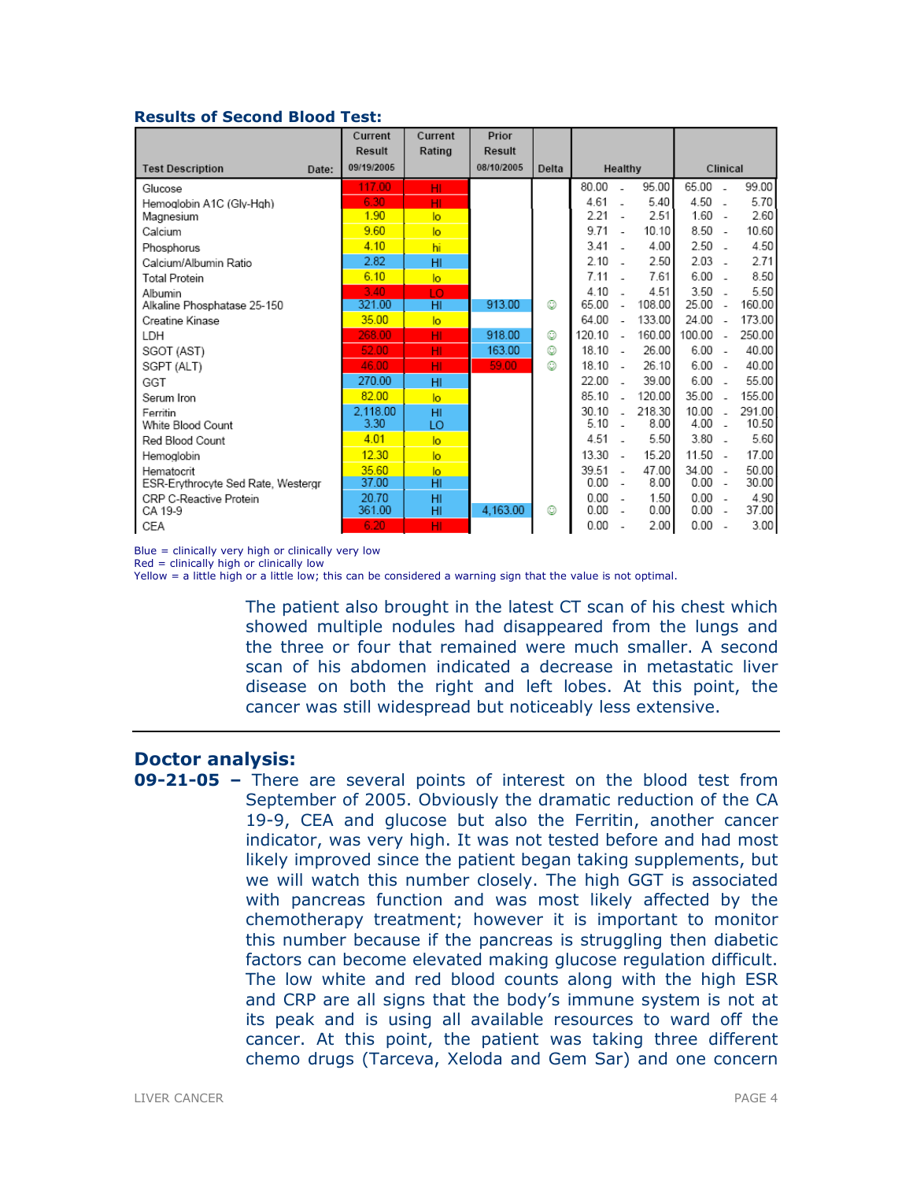**Results of Second Blood Test:**

| Test Description Date: | Current Result 09/19/2005 | Current Rating | Prior Result 08/10/2005 | Delta | Healthy | | Clinical | |
|---|---|---|---|---|---|---|---|---|
| Glucose | 117.00 | HI | | | 80.00 | 95.00 | 65.00 | 99.00 |
| Hemoglobin A1C (Gly-Hgb) | 6.30 | HI | | | 4.61 | 5.40 | 4.50 | 5.70 |
| Magnesium | 1.90 | lo | | | 2.21 | 2.51 | 1.60 | 2.60 |
| Calcium | 9.60 | lo | | | 9.71 | 10.10 | 8.50 | 10.60 |
| Phosphorus | 4.10 | hi | | | 3.41 | 4.00 | 2.50 | 4.50 |
| Calcium/Albumin Ratio | 2.82 | HI | | | 2.10 | 2.50 | 2.03 | 2.71 |
| Total Protein | 6.10 | lo | | | 7.11 | 7.61 | 6.00 | 8.50 |
| Albumin | 3.40 | LO | | | 4.10 | 4.51 | 3.50 | 5.50 |
| Alkaline Phosphatase 25-150 | 321.00 | HI | 913.00 | ☺ | 65.00 | 108.00 | 25.00 | 160.00 |
| Creatine Kinase | 35.00 | lo | | | 64.00 | 133.00 | 24.00 | 173.00 |
| LDH | 268.00 | HI | 918.00 | ☺ | 120.10 | 160.00 | 100.00 | 250.00 |
| SGOT (AST) | 52.00 | HI | 163.00 | ☺ | 18.10 | 26.00 | 6.00 | 40.00 |
| SGPT (ALT) | 46.00 | HI | 59.00 | ☺ | 18.10 | 26.10 | 6.00 | 40.00 |
| GGT | 270.00 | HI | | | 22.00 | 39.00 | 6.00 | 55.00 |
| Serum Iron | 82.00 | lo | | | 85.10 | 120.00 | 35.00 | 155.00 |
| Ferritin | 2,118.00 | HI | | | 30.10 | 218.30 | 10.00 | 291.00 |
| White Blood Count | 3.30 | LO | | | 5.10 | 8.00 | 4.00 | 10.50 |
| Red Blood Count | 4.01 | lo | | | 4.51 | 5.50 | 3.80 | 5.60 |
| Hemoglobin | 12.30 | lo | | | 13.30 | 15.20 | 11.50 | 17.00 |
| Hematocrit | 35.60 | lo | | | 39.51 | 47.00 | 34.00 | 50.00 |
| ESR-Erythrocyte Sed Rate, Westergr | 37.00 | HI | | | 0.00 | 8.00 | 0.00 | 30.00 |
| CRP C-Reactive Protein | 20.70 | HI | | | 0.00 | 1.50 | 0.00 | 4.90 |
| CA 19-9 | 361.00 | HI | 4,163.00 | ☺ | 0.00 | 0.00 | 0.00 | 37.00 |
| CEA | 6.20 | HI | | | 0.00 | 2.00 | 0.00 | 3.00 |

Blue = clinically very high or clinically very low
Red = clinically high or clinically low
Yellow = a little high or a little low; this can be considered a warning sign that the value is not optimal.

The patient also brought in the latest CT scan of his chest which showed multiple nodules had disappeared from the lungs and the three or four that remained were much smaller. A second scan of his abdomen indicated a decrease in metastatic liver disease on both the right and left lobes. At this point, the cancer was still widespread but noticeably less extensive.

## Doctor analysis:

**09-21-05 –** There are several points of interest on the blood test from September of 2005. Obviously the dramatic reduction of the CA 19-9, CEA and glucose but also the Ferritin, another cancer indicator, was very high. It was not tested before and had most likely improved since the patient began taking supplements, but we will watch this number closely. The high GGT is associated with pancreas function and was most likely affected by the chemotherapy treatment; however it is important to monitor this number because if the pancreas is struggling then diabetic factors can become elevated making glucose regulation difficult. The low white and red blood counts along with the high ESR and CRP are all signs that the body's immune system is not at its peak and is using all available resources to ward off the cancer. At this point, the patient was taking three different chemo drugs (Tarceva, Xeloda and Gem Sar) and one concern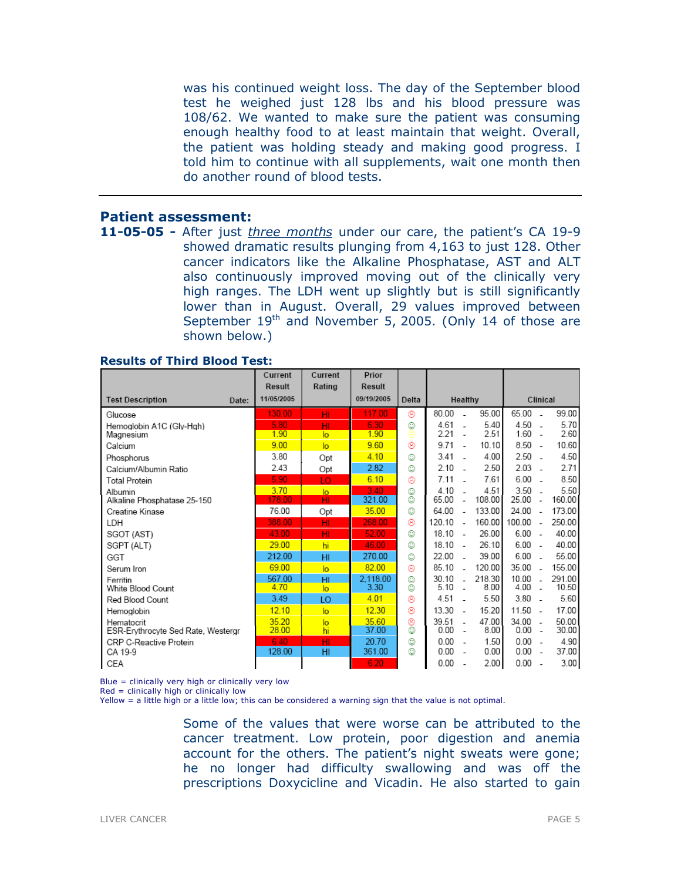was his continued weight loss. The day of the September blood test he weighed just 128 lbs and his blood pressure was 108/62. We wanted to make sure the patient was consuming enough healthy food to at least maintain that weight. Overall, the patient was holding steady and making good progress. I told him to continue with all supplements, wait one month then do another round of blood tests.

---

## Patient assessment:

**11-05-05 -** After just *three months* under our care, the patient's CA 19-9 showed dramatic results plunging from 4,163 to just 128. Other cancer indicators like the Alkaline Phosphatase, AST and ALT also continuously improved moving out of the clinically very high ranges. The LDH went up slightly but is still significantly lower than in August. Overall, 29 values improved between September 19th and November 5, 2005. (Only 14 of those are shown below.)

**Results of Third Blood Test:**

| Test Description | Current Result 11/05/2005 | Current Rating | Prior Result 09/19/2005 | Delta | Healthy | Clinical |
|---|---|---|---|---|---|---|
| Glucose | 130.00 | HI | 117.00 | ☹ | 80.00 - 95.00 | 65.00 - 99.00 |
| Hemoglobin A1C (Gly-Hgb) | 5.80 | HI | 6.30 | ☺ | 4.61 - 5.40 | 4.50 - 5.70 |
| Magnesium | 1.90 | lo | 1.90 | ☺ | 2.21 - 2.51 | 1.60 - 2.60 |
| Calcium | 9.00 | lo | 9.60 | ☹ | 9.71 - 10.10 | 8.50 - 10.60 |
| Phosphorus | 3.80 | Opt | 4.10 | ☺ | 3.41 - 4.00 | 2.50 - 4.50 |
| Calcium/Albumin Ratio | 2.43 | Opt | 2.82 | ☺ | 2.10 - 2.50 | 2.03 - 2.71 |
| Total Protein | 5.90 | LO | 6.10 | ☹ | 7.11 - 7.61 | 6.00 - 8.50 |
| Albumin | 3.70 | lo | 3.40 | ☺ | 4.10 - 4.51 | 3.50 - 5.50 |
| Alkaline Phosphatase 25-150 | 178.00 | HI | 321.00 | ☺ | 65.00 - 108.00 | 25.00 - 160.00 |
| Creatine Kinase | 76.00 | Opt | 35.00 | ☺ | 64.00 - 133.00 | 24.00 - 173.00 |
| LDH | 388.00 | HI | 268.00 | ☹ | 120.10 - 160.00 | 100.00 - 250.00 |
| SGOT (AST) | 43.00 | HI | 52.00 | ☺ | 18.10 - 26.00 | 6.00 - 40.00 |
| SGPT (ALT) | 29.00 | hi | 46.00 | ☺ | 18.10 - 26.10 | 6.00 - 40.00 |
| GGT | 212.00 | HI | 270.00 | ☺ | 22.00 - 39.00 | 6.00 - 55.00 |
| Serum Iron | 69.00 | lo | 82.00 | ☹ | 85.10 - 120.00 | 35.00 - 155.00 |
| Ferritin | 567.00 | HI | 2,118.00 | ☺ | 30.10 - 218.30 | 10.00 - 291.00 |
| White Blood Count | 4.70 | lo | 3.30 | ☺ | 5.10 - 8.00 | 4.00 - 10.50 |
| Red Blood Count | 3.49 | LO | 4.01 | ☹ | 4.51 - 5.50 | 3.80 - 5.60 |
| Hemoglobin | 12.10 | lo | 12.30 | ☹ | 13.30 - 15.20 | 11.50 - 17.00 |
| Hematocrit | 35.20 | lo | 35.60 | ☹ | 39.51 - 47.00 | 34.00 - 50.00 |
| ESR-Erythrocyte Sed Rate, Westergr | 28.00 | hi | 37.00 | ☺ | 0.00 - 8.00 | 0.00 - 30.00 |
| CRP C-Reactive Protein | 6.40 | HI | 20.70 | ☺ | 0.00 - 1.50 | 0.00 - 4.90 |
| CA 19-9 | 128.00 | HI | 361.00 | ☺ | 0.00 - 0.00 | 0.00 - 37.00 |
| CEA | | | 6.20 | | 0.00 - 2.00 | 0.00 - 3.00 |

Blue = clinically very high or clinically very low
Red = clinically high or clinically low
Yellow = a little high or a little low; this can be considered a warning sign that the value is not optimal.

Some of the values that were worse can be attributed to the cancer treatment. Low protein, poor digestion and anemia account for the others. The patient's night sweats were gone; he no longer had difficulty swallowing and was off the prescriptions Doxycicline and Vicadin. He also started to gain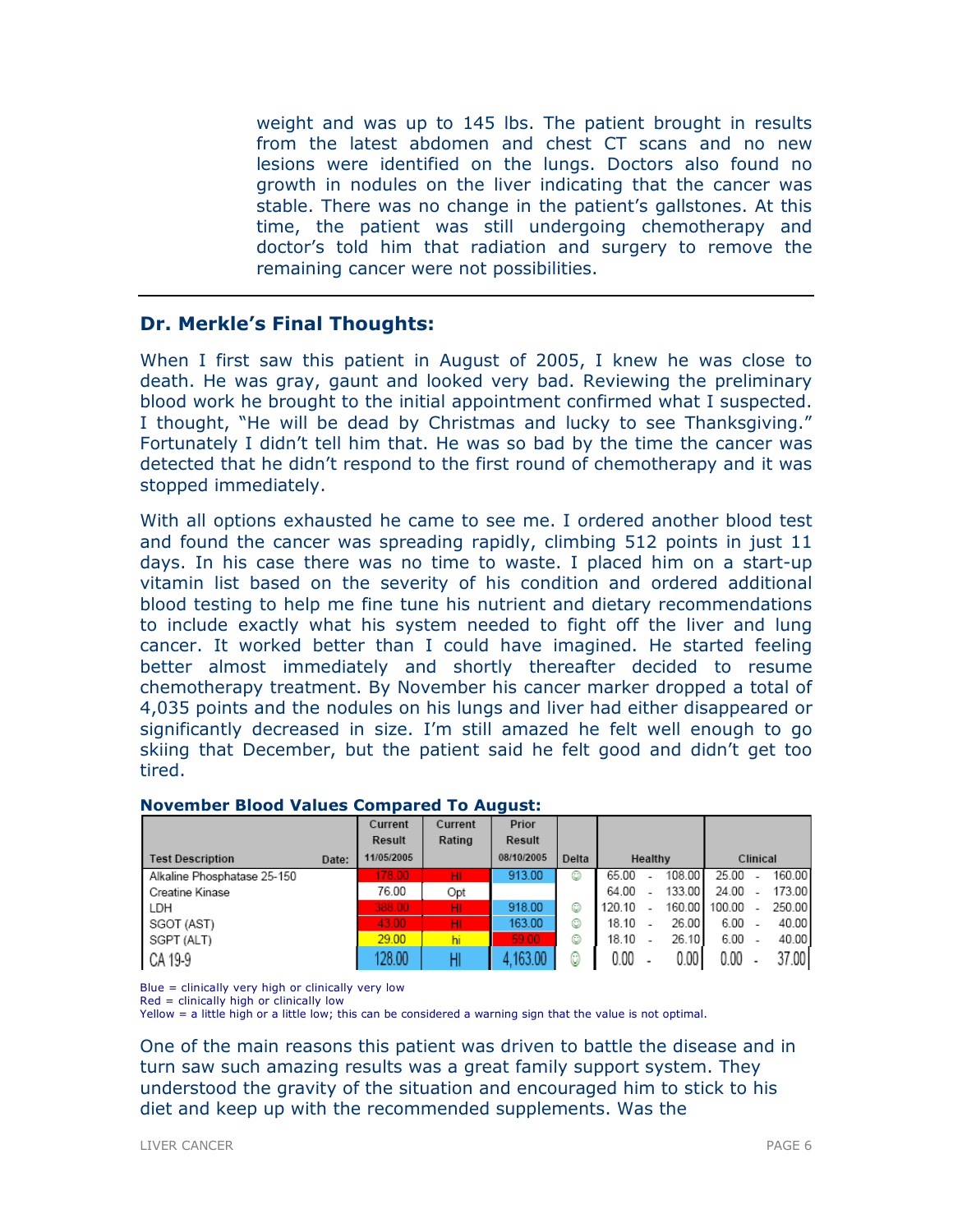weight and was up to 145 lbs. The patient brought in results from the latest abdomen and chest CT scans and no new lesions were identified on the lungs. Doctors also found no growth in nodules on the liver indicating that the cancer was stable. There was no change in the patient's gallstones. At this time, the patient was still undergoing chemotherapy and doctor's told him that radiation and surgery to remove the remaining cancer were not possibilities.

---

## Dr. Merkle's Final Thoughts:

When I first saw this patient in August of 2005, I knew he was close to death. He was gray, gaunt and looked very bad. Reviewing the preliminary blood work he brought to the initial appointment confirmed what I suspected. I thought, "He will be dead by Christmas and lucky to see Thanksgiving." Fortunately I didn't tell him that. He was so bad by the time the cancer was detected that he didn't respond to the first round of chemotherapy and it was stopped immediately.

With all options exhausted he came to see me. I ordered another blood test and found the cancer was spreading rapidly, climbing 512 points in just 11 days. In his case there was no time to waste. I placed him on a start-up vitamin list based on the severity of his condition and ordered additional blood testing to help me fine tune his nutrient and dietary recommendations to include exactly what his system needed to fight off the liver and lung cancer. It worked better than I could have imagined. He started feeling better almost immediately and shortly thereafter decided to resume chemotherapy treatment. By November his cancer marker dropped a total of 4,035 points and the nodules on his lungs and liver had either disappeared or significantly decreased in size. I'm still amazed he felt well enough to go skiing that December, but the patient said he felt good and didn't get too tired.

**November Blood Values Compared To August:**

| Test Description | Date: | Current Result 11/05/2005 | Current Rating | Prior Result 08/10/2005 | Delta | Healthy | Clinical |
|---|---|---|---|---|---|---|---|
| Alkaline Phosphatase 25-150 | | 178.00 | HI | 913.00 | ☺ | 65.00 - 108.00 | 25.00 - 160.00 |
| Creatine Kinase | | 76.00 | Opt | | | 64.00 - 133.00 | 24.00 - 173.00 |
| LDH | | 388.00 | HI | 918.00 | ☺ | 120.10 - 160.00 | 100.00 - 250.00 |
| SGOT (AST) | | 43.00 | HI | 163.00 | ☺ | 18.10 - 26.00 | 6.00 - 40.00 |
| SGPT (ALT) | | 29.00 | hi | 59.00 | ☺ | 18.10 - 26.10 | 6.00 - 40.00 |
| CA 19-9 | | 128.00 | HI | 4,163.00 | ☺ | 0.00 - 0.00 | 0.00 - 37.00 |

Blue = clinically very high or clinically very low
Red = clinically high or clinically low
Yellow = a little high or a little low; this can be considered a warning sign that the value is not optimal.

One of the main reasons this patient was driven to battle the disease and in turn saw such amazing results was a great family support system. They understood the gravity of the situation and encouraged him to stick to his diet and keep up with the recommended supplements. Was the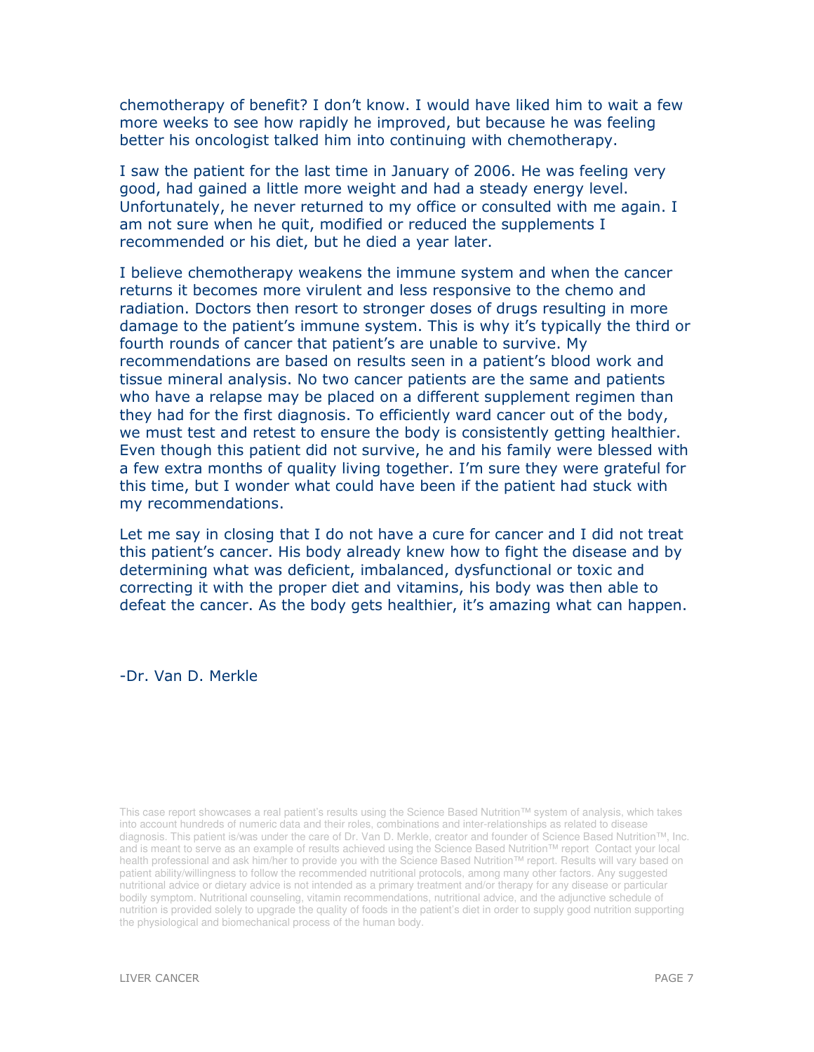chemotherapy of benefit? I don't know. I would have liked him to wait a few more weeks to see how rapidly he improved, but because he was feeling better his oncologist talked him into continuing with chemotherapy.

I saw the patient for the last time in January of 2006. He was feeling very good, had gained a little more weight and had a steady energy level. Unfortunately, he never returned to my office or consulted with me again. I am not sure when he quit, modified or reduced the supplements I recommended or his diet, but he died a year later.

I believe chemotherapy weakens the immune system and when the cancer returns it becomes more virulent and less responsive to the chemo and radiation. Doctors then resort to stronger doses of drugs resulting in more damage to the patient's immune system. This is why it's typically the third or fourth rounds of cancer that patient's are unable to survive. My recommendations are based on results seen in a patient's blood work and tissue mineral analysis. No two cancer patients are the same and patients who have a relapse may be placed on a different supplement regimen than they had for the first diagnosis. To efficiently ward cancer out of the body, we must test and retest to ensure the body is consistently getting healthier. Even though this patient did not survive, he and his family were blessed with a few extra months of quality living together. I'm sure they were grateful for this time, but I wonder what could have been if the patient had stuck with my recommendations.

Let me say in closing that I do not have a cure for cancer and I did not treat this patient's cancer. His body already knew how to fight the disease and by determining what was deficient, imbalanced, dysfunctional or toxic and correcting it with the proper diet and vitamins, his body was then able to defeat the cancer. As the body gets healthier, it's amazing what can happen.

-Dr. Van D. Merkle

This case report showcases a real patient's results using the Science Based Nutrition™ system of analysis, which takes into account hundreds of numeric data and their roles, combinations and inter-relationships as related to disease diagnosis. This patient is/was under the care of Dr. Van D. Merkle, creator and founder of Science Based Nutrition™, Inc. and is meant to serve as an example of results achieved using the Science Based Nutrition™ report Contact your local health professional and ask him/her to provide you with the Science Based Nutrition™ report. Results will vary based on patient ability/willingness to follow the recommended nutritional protocols, among many other factors. Any suggested nutritional advice or dietary advice is not intended as a primary treatment and/or therapy for any disease or particular bodily symptom. Nutritional counseling, vitamin recommendations, nutritional advice, and the adjunctive schedule of nutrition is provided solely to upgrade the quality of foods in the patient's diet in order to supply good nutrition supporting the physiological and biomechanical process of the human body.